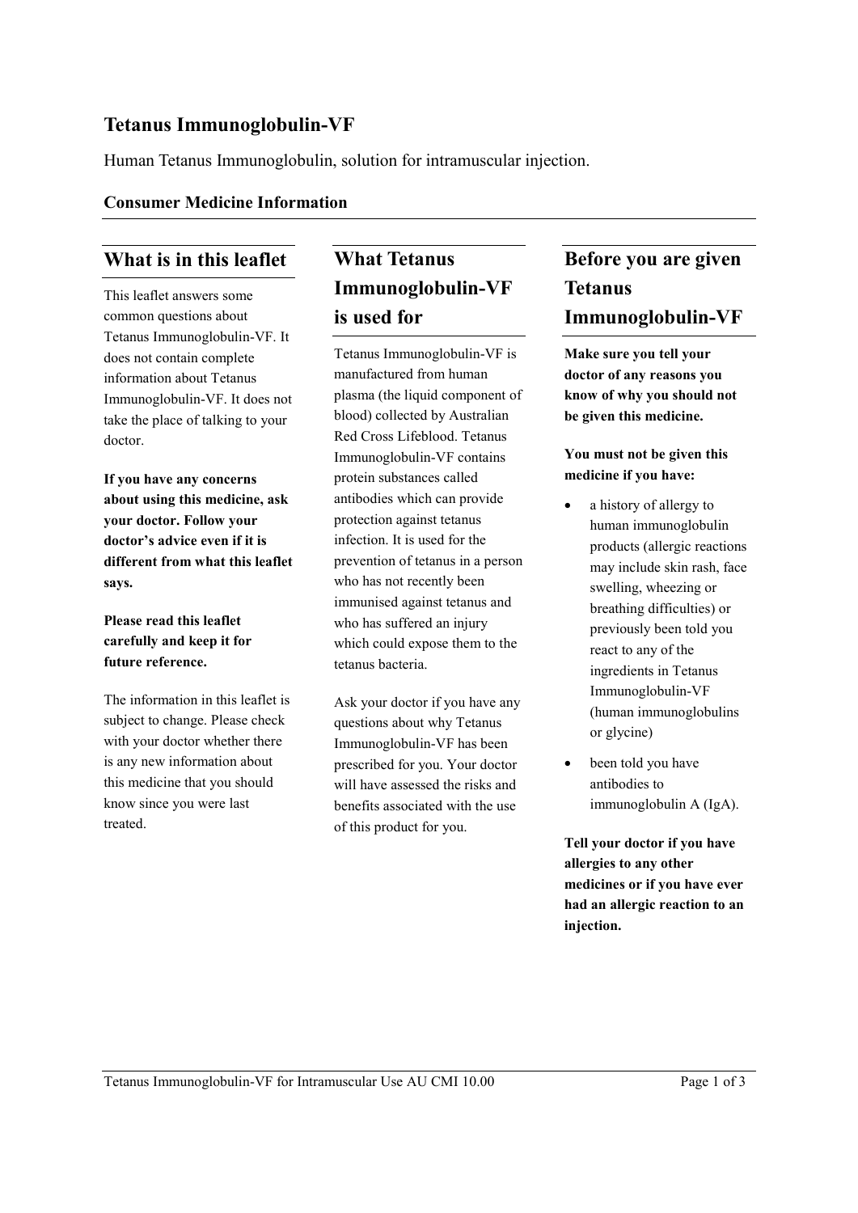# Tetanus Immunoglobulin-VF

Human Tetanus Immunoglobulin, solution for intramuscular injection.

**Consumer Medicine Information**

## What is in this leaflet

This leaflet answers some common questions about Tetanus Immunoglobulin-VF. It does not contain complete information about Tetanus Immunoglobulin-VF. It does not take the place of talking to your doctor.

**If you have any concerns about using this medicine, ask your doctor. Follow your doctor's advice even if it is different from what this leaflet says.**

**Please read this leaflet carefully and keep it for future reference.**

The information in this leaflet is subject to change. Please check with your doctor whether there is any new information about this medicine that you should know since you were last treated.

## What Tetanus Immunoglobulin-VF is used for

Tetanus Immunoglobulin-VF is manufactured from human plasma (the liquid component of blood) collected by Australian Red Cross Lifeblood. Tetanus Immunoglobulin-VF contains protein substances called antibodies which can provide protection against tetanus infection. It is used for the prevention of tetanus in a person who has not recently been immunised against tetanus and who has suffered an injury which could expose them to the tetanus bacteria.

Ask your doctor if you have any questions about why Tetanus Immunoglobulin-VF has been prescribed for you. Your doctor will have assessed the risks and benefits associated with the use of this product for you.

## Before you are given Tetanus Immunoglobulin-VF

**Make sure you tell your doctor of any reasons you know of why you should not be given this medicine.**

**You must not be given this medicine if you have:**

- a history of allergy to human immunoglobulin products (allergic reactions may include skin rash, face swelling, wheezing or breathing difficulties) or previously been told you react to any of the ingredients in Tetanus Immunoglobulin-VF (human immunoglobulins or glycine)
- been told you have antibodies to immunoglobulin A (IgA).

**Tell your doctor if you have allergies to any other medicines or if you have ever had an allergic reaction to an injection.**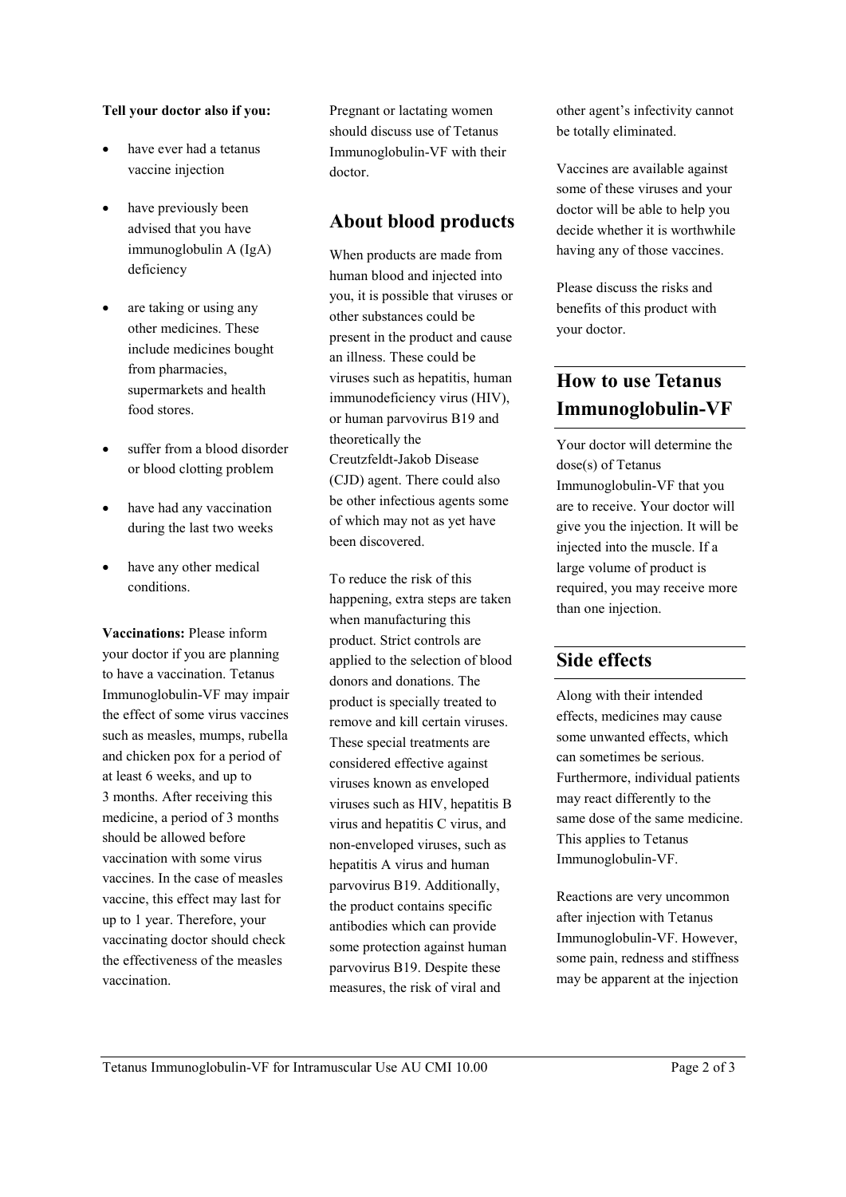**Tell your doctor also if you:**

- have ever had a tetanus vaccine injection
- have previously been advised that you have immunoglobulin A (IgA) deficiency
- are taking or using any other medicines. These include medicines bought from pharmacies, supermarkets and health food stores.
- suffer from a blood disorder or blood clotting problem
- have had any vaccination during the last two weeks
- have any other medical conditions.

**Vaccinations:** Please inform your doctor if you are planning to have a vaccination. Tetanus Immunoglobulin-VF may impair the effect of some virus vaccines such as measles, mumps, rubella and chicken pox for a period of at least 6 weeks, and up to 3 months. After receiving this medicine, a period of 3 months should be allowed before vaccination with some virus vaccines. In the case of measles vaccine, this effect may last for up to 1 year. Therefore, your vaccinating doctor should check the effectiveness of the measles vaccination.

Pregnant or lactating women should discuss use of Tetanus Immunoglobulin-VF with their doctor.

## About blood products

When products are made from human blood and injected into you, it is possible that viruses or other substances could be present in the product and cause an illness. These could be viruses such as hepatitis, human immunodeficiency virus (HIV), or human parvovirus B19 and theoretically the Creutzfeldt-Jakob Disease (CJD) agent. There could also be other infectious agents some of which may not as yet have been discovered.

To reduce the risk of this happening, extra steps are taken when manufacturing this product. Strict controls are applied to the selection of blood donors and donations. The product is specially treated to remove and kill certain viruses. These special treatments are considered effective against viruses known as enveloped viruses such as HIV, hepatitis B virus and hepatitis C virus, and non-enveloped viruses, such as hepatitis A virus and human parvovirus B19. Additionally, the product contains specific antibodies which can provide some protection against human parvovirus B19. Despite these measures, the risk of viral and other agent's infectivity cannot be totally eliminated.

Vaccines are available against some of these viruses and your doctor will be able to help you decide whether it is worthwhile having any of those vaccines.

Please discuss the risks and benefits of this product with your doctor.

## How to use Tetanus Immunoglobulin-VF

Your doctor will determine the dose(s) of Tetanus Immunoglobulin-VF that you are to receive. Your doctor will give you the injection. It will be injected into the muscle. If a large volume of product is required, you may receive more than one injection.

## Side effects

Along with their intended effects, medicines may cause some unwanted effects, which can sometimes be serious. Furthermore, individual patients may react differently to the same dose of the same medicine. This applies to Tetanus Immunoglobulin-VF.

Reactions are very uncommon after injection with Tetanus Immunoglobulin-VF. However, some pain, redness and stiffness may be apparent at the injection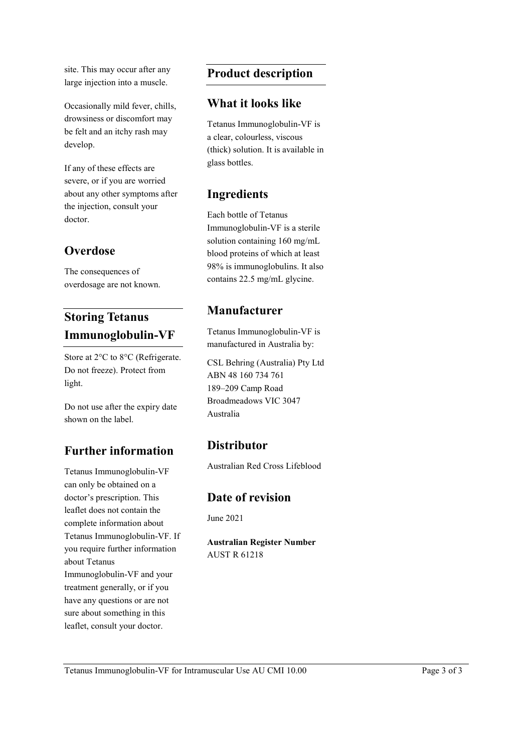site. This may occur after any large injection into a muscle.

Occasionally mild fever, chills, drowsiness or discomfort may be felt and an itchy rash may develop.

If any of these effects are severe, or if you are worried about any other symptoms after the injection, consult your doctor.

## Overdose

The consequences of overdosage are not known.

# Storing Tetanus Immunoglobulin-VF

Store at 2°C to 8°C (Refrigerate. Do not freeze). Protect from light.

Do not use after the expiry date shown on the label.

## Further information

Tetanus Immunoglobulin-VF can only be obtained on a doctor's prescription. This leaflet does not contain the complete information about Tetanus Immunoglobulin-VF. If you require further information about Tetanus Immunoglobulin-VF and your treatment generally, or if you have any questions or are not sure about something in this leaflet, consult your doctor.

# Product description

## What it looks like

Tetanus Immunoglobulin-VF is a clear, colourless, viscous (thick) solution. It is available in glass bottles.

## Ingredients

Each bottle of Tetanus Immunoglobulin-VF is a sterile solution containing 160 mg/mL blood proteins of which at least 98% is immunoglobulins. It also contains 22.5 mg/mL glycine.

## Manufacturer

Tetanus Immunoglobulin-VF is manufactured in Australia by:

CSL Behring (Australia) Pty Ltd
ABN 48 160 734 761
189–209 Camp Road
Broadmeadows VIC 3047
Australia

## Distributor

Australian Red Cross Lifeblood

## Date of revision

June 2021

**Australian Register Number**
AUST R 61218